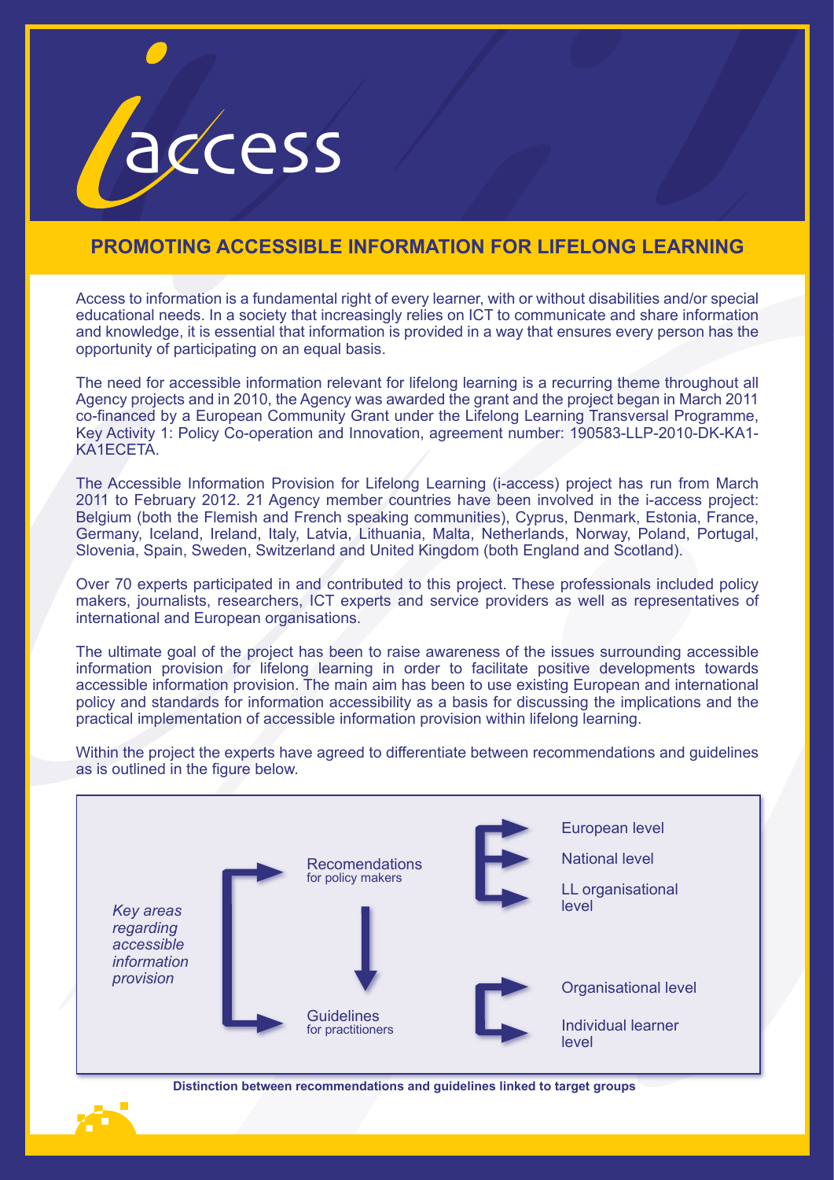# i-access

## PROMOTING ACCESSIBLE INFORMATION FOR LIFELONG LEARNING

Access to information is a fundamental right of every learner, with or without disabilities and/or special educational needs. In a society that increasingly relies on ICT to communicate and share information and knowledge, it is essential that information is provided in a way that ensures every person has the opportunity of participating on an equal basis.

The need for accessible information relevant for lifelong learning is a recurring theme throughout all Agency projects and in 2010, the Agency was awarded the grant and the project began in March 2011 co-financed by a European Community Grant under the Lifelong Learning Transversal Programme, Key Activity 1: Policy Co-operation and Innovation, agreement number: 190583-LLP-2010-DK-KA1-KA1ECETA.

The Accessible Information Provision for Lifelong Learning (i-access) project has run from March 2011 to February 2012. 21 Agency member countries have been involved in the i-access project: Belgium (both the Flemish and French speaking communities), Cyprus, Denmark, Estonia, France, Germany, Iceland, Ireland, Italy, Latvia, Lithuania, Malta, Netherlands, Norway, Poland, Portugal, Slovenia, Spain, Sweden, Switzerland and United Kingdom (both England and Scotland).

Over 70 experts participated in and contributed to this project. These professionals included policy makers, journalists, researchers, ICT experts and service providers as well as representatives of international and European organisations.

The ultimate goal of the project has been to raise awareness of the issues surrounding accessible information provision for lifelong learning in order to facilitate positive developments towards accessible information provision. The main aim has been to use existing European and international policy and standards for information accessibility as a basis for discussing the implications and the practical implementation of accessible information provision within lifelong learning.

Within the project the experts have agreed to differentiate between recommendations and guidelines as is outlined in the figure below.

*Key areas regarding accessible information provision*

- Recomendations for policy makers
  - European level
  - National level
  - LL organisational level
- Guidelines for practitioners
  - Organisational level
  - Individual learner level

**Distinction between recommendations and guidelines linked to target groups**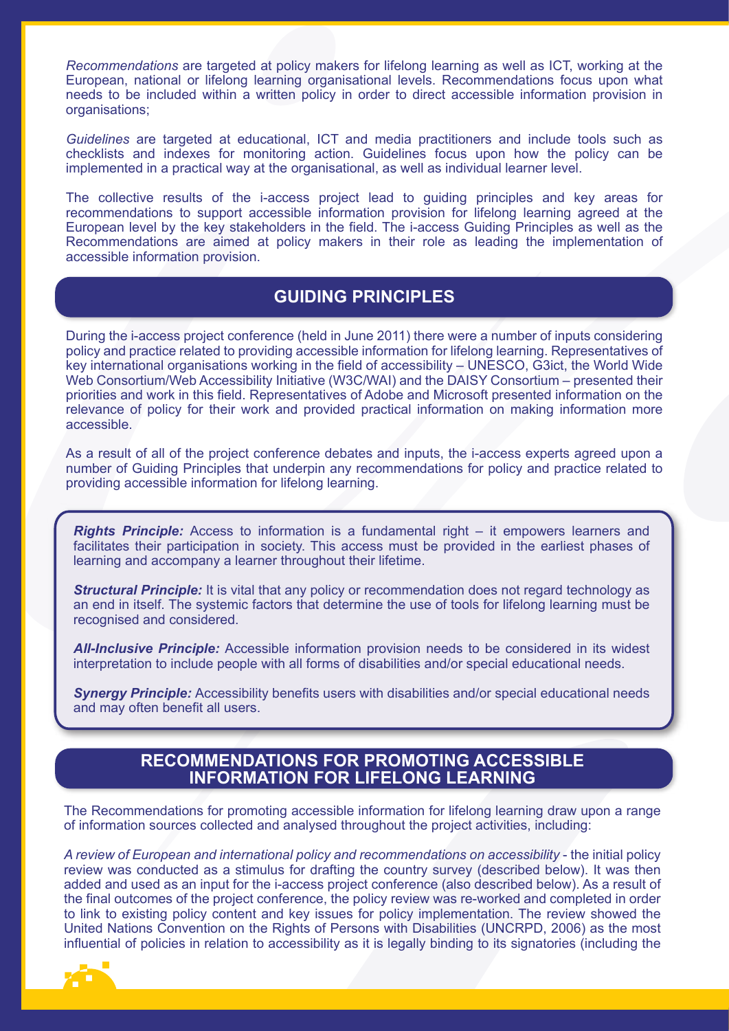*Recommendations* are targeted at policy makers for lifelong learning as well as ICT, working at the European, national or lifelong learning organisational levels. Recommendations focus upon what needs to be included within a written policy in order to direct accessible information provision in organisations;

*Guidelines* are targeted at educational, ICT and media practitioners and include tools such as checklists and indexes for monitoring action. Guidelines focus upon how the policy can be implemented in a practical way at the organisational, as well as individual learner level.

The collective results of the i-access project lead to guiding principles and key areas for recommendations to support accessible information provision for lifelong learning agreed at the European level by the key stakeholders in the field. The i-access Guiding Principles as well as the Recommendations are aimed at policy makers in their role as leading the implementation of accessible information provision.

## GUIDING PRINCIPLES

During the i-access project conference (held in June 2011) there were a number of inputs considering policy and practice related to providing accessible information for lifelong learning. Representatives of key international organisations working in the field of accessibility – UNESCO, G3ict, the World Wide Web Consortium/Web Accessibility Initiative (W3C/WAI) and the DAISY Consortium – presented their priorities and work in this field. Representatives of Adobe and Microsoft presented information on the relevance of policy for their work and provided practical information on making information more accessible.

As a result of all of the project conference debates and inputs, the i-access experts agreed upon a number of Guiding Principles that underpin any recommendations for policy and practice related to providing accessible information for lifelong learning.

***Rights Principle:*** Access to information is a fundamental right – it empowers learners and facilitates their participation in society. This access must be provided in the earliest phases of learning and accompany a learner throughout their lifetime.

***Structural Principle:*** It is vital that any policy or recommendation does not regard technology as an end in itself. The systemic factors that determine the use of tools for lifelong learning must be recognised and considered.

***All-Inclusive Principle:*** Accessible information provision needs to be considered in its widest interpretation to include people with all forms of disabilities and/or special educational needs.

***Synergy Principle:*** Accessibility benefits users with disabilities and/or special educational needs and may often benefit all users.

## RECOMMENDATIONS FOR PROMOTING ACCESSIBLE INFORMATION FOR LIFELONG LEARNING

The Recommendations for promoting accessible information for lifelong learning draw upon a range of information sources collected and analysed throughout the project activities, including:

*A review of European and international policy and recommendations on accessibility* - the initial policy review was conducted as a stimulus for drafting the country survey (described below). It was then added and used as an input for the i-access project conference (also described below). As a result of the final outcomes of the project conference, the policy review was re-worked and completed in order to link to existing policy content and key issues for policy implementation. The review showed the United Nations Convention on the Rights of Persons with Disabilities (UNCRPD, 2006) as the most influential of policies in relation to accessibility as it is legally binding to its signatories (including the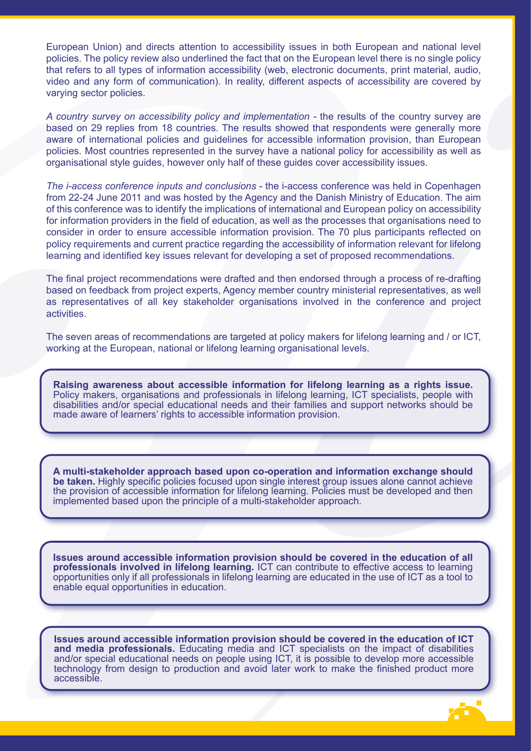European Union) and directs attention to accessibility issues in both European and national level policies. The policy review also underlined the fact that on the European level there is no single policy that refers to all types of information accessibility (web, electronic documents, print material, audio, video and any form of communication). In reality, different aspects of accessibility are covered by varying sector policies.

*A country survey on accessibility policy and implementation* - the results of the country survey are based on 29 replies from 18 countries. The results showed that respondents were generally more aware of international policies and guidelines for accessible information provision, than European policies. Most countries represented in the survey have a national policy for accessibility as well as organisational style guides, however only half of these guides cover accessibility issues.

*The i-access conference inputs and conclusions* - the i-access conference was held in Copenhagen from 22-24 June 2011 and was hosted by the Agency and the Danish Ministry of Education. The aim of this conference was to identify the implications of international and European policy on accessibility for information providers in the field of education, as well as the processes that organisations need to consider in order to ensure accessible information provision. The 70 plus participants reflected on policy requirements and current practice regarding the accessibility of information relevant for lifelong learning and identified key issues relevant for developing a set of proposed recommendations.

The final project recommendations were drafted and then endorsed through a process of re-drafting based on feedback from project experts, Agency member country ministerial representatives, as well as representatives of all key stakeholder organisations involved in the conference and project activities.

The seven areas of recommendations are targeted at policy makers for lifelong learning and / or ICT, working at the European, national or lifelong learning organisational levels.

**Raising awareness about accessible information for lifelong learning as a rights issue.** Policy makers, organisations and professionals in lifelong learning, ICT specialists, people with disabilities and/or special educational needs and their families and support networks should be made aware of learners' rights to accessible information provision.

**A multi-stakeholder approach based upon co-operation and information exchange should be taken.** Highly specific policies focused upon single interest group issues alone cannot achieve the provision of accessible information for lifelong learning. Policies must be developed and then implemented based upon the principle of a multi-stakeholder approach.

**Issues around accessible information provision should be covered in the education of all professionals involved in lifelong learning.** ICT can contribute to effective access to learning opportunities only if all professionals in lifelong learning are educated in the use of ICT as a tool to enable equal opportunities in education.

**Issues around accessible information provision should be covered in the education of ICT and media professionals.** Educating media and ICT specialists on the impact of disabilities and/or special educational needs on people using ICT, it is possible to develop more accessible technology from design to production and avoid later work to make the finished product more accessible.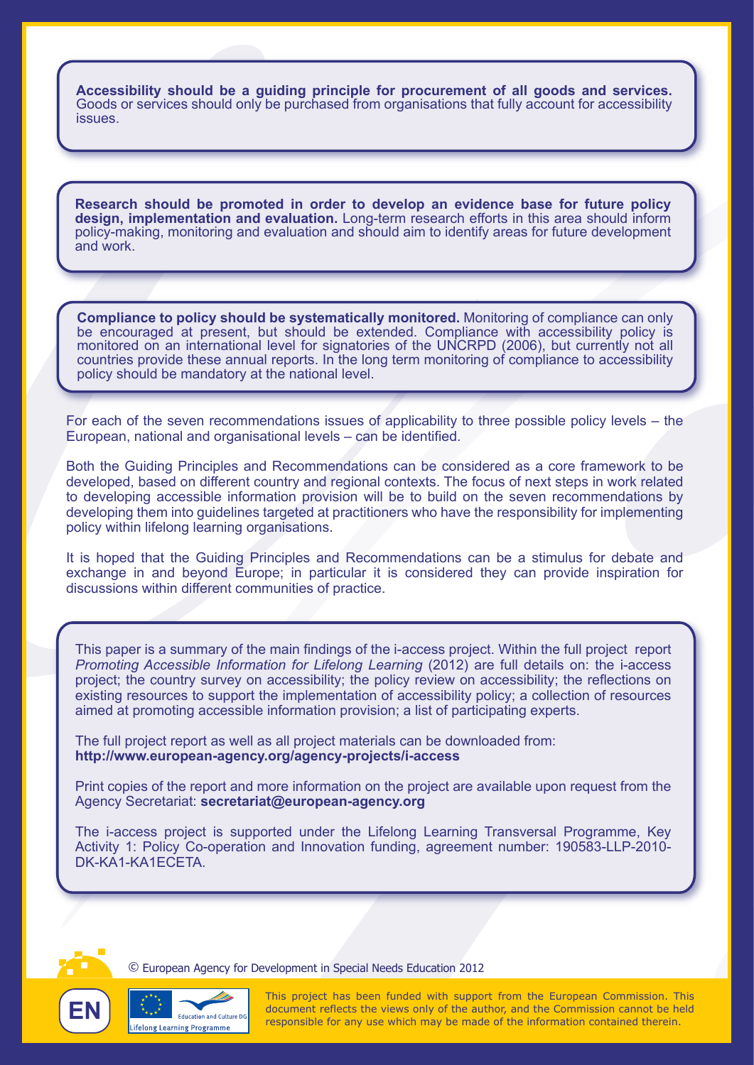**Accessibility should be a guiding principle for procurement of all goods and services.** Goods or services should only be purchased from organisations that fully account for accessibility issues.

**Research should be promoted in order to develop an evidence base for future policy design, implementation and evaluation.** Long-term research efforts in this area should inform policy-making, monitoring and evaluation and should aim to identify areas for future development and work.

**Compliance to policy should be systematically monitored.** Monitoring of compliance can only be encouraged at present, but should be extended. Compliance with accessibility policy is monitored on an international level for signatories of the UNCRPD (2006), but currently not all countries provide these annual reports. In the long term monitoring of compliance to accessibility policy should be mandatory at the national level.

For each of the seven recommendations issues of applicability to three possible policy levels – the European, national and organisational levels – can be identified.

Both the Guiding Principles and Recommendations can be considered as a core framework to be developed, based on different country and regional contexts. The focus of next steps in work related to developing accessible information provision will be to build on the seven recommendations by developing them into guidelines targeted at practitioners who have the responsibility for implementing policy within lifelong learning organisations.

It is hoped that the Guiding Principles and Recommendations can be a stimulus for debate and exchange in and beyond Europe; in particular it is considered they can provide inspiration for discussions within different communities of practice.

This paper is a summary of the main findings of the i-access project. Within the full project report *Promoting Accessible Information for Lifelong Learning* (2012) are full details on: the i-access project; the country survey on accessibility; the policy review on accessibility; the reflections on existing resources to support the implementation of accessibility policy; a collection of resources aimed at promoting accessible information provision; a list of participating experts.

The full project report as well as all project materials can be downloaded from:
**http://www.european-agency.org/agency-projects/i-access**

Print copies of the report and more information on the project are available upon request from the Agency Secretariat: **secretariat@european-agency.org**

The i-access project is supported under the Lifelong Learning Transversal Programme, Key Activity 1: Policy Co-operation and Innovation funding, agreement number: 190583-LLP-2010-DK-KA1-KA1ECETA.

© European Agency for Development in Special Needs Education 2012

EN

Education and Culture DG

Lifelong Learning Programme

This project has been funded with support from the European Commission. This document reflects the views only of the author, and the Commission cannot be held responsible for any use which may be made of the information contained therein.